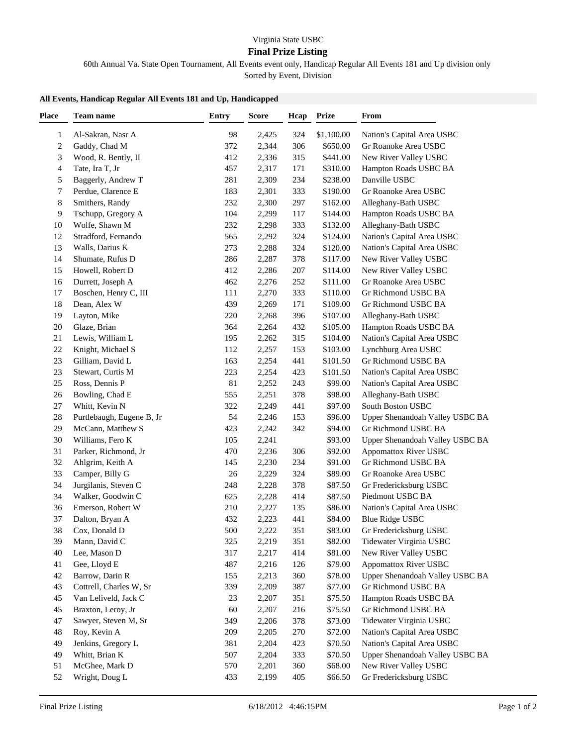Virginia State USBC

# Final Prize Listing

60th Annual Va. State Open Tournament, All Events event only, Handicap Regular All Events 181 and Up division only

Sorted by Event, Division

### All Events, Handicap Regular All Events 181 and Up, Handicapped

| Place | Team name | Entry | Score | Hcap | Prize | From |
|---|---|---|---|---|---|---|
| 1 | Al-Sakran, Nasr A | 98 | 2,425 | 324 | $1,100.00 | Nation's Capital Area USBC |
| 2 | Gaddy, Chad M | 372 | 2,344 | 306 | $650.00 | Gr Roanoke Area USBC |
| 3 | Wood, R. Bently, II | 412 | 2,336 | 315 | $441.00 | New River Valley USBC |
| 4 | Tate, Ira T, Jr | 457 | 2,317 | 171 | $310.00 | Hampton Roads USBC BA |
| 5 | Baggerly, Andrew T | 281 | 2,309 | 234 | $238.00 | Danville USBC |
| 7 | Perdue, Clarence E | 183 | 2,301 | 333 | $190.00 | Gr Roanoke Area USBC |
| 8 | Smithers, Randy | 232 | 2,300 | 297 | $162.00 | Alleghany-Bath USBC |
| 9 | Tschupp, Gregory A | 104 | 2,299 | 117 | $144.00 | Hampton Roads USBC BA |
| 10 | Wolfe, Shawn M | 232 | 2,298 | 333 | $132.00 | Alleghany-Bath USBC |
| 12 | Stradford, Fernando | 565 | 2,292 | 324 | $124.00 | Nation's Capital Area USBC |
| 13 | Walls, Darius K | 273 | 2,288 | 324 | $120.00 | Nation's Capital Area USBC |
| 14 | Shumate, Rufus D | 286 | 2,287 | 378 | $117.00 | New River Valley USBC |
| 15 | Howell, Robert D | 412 | 2,286 | 207 | $114.00 | New River Valley USBC |
| 16 | Durrett, Joseph A | 462 | 2,276 | 252 | $111.00 | Gr Roanoke Area USBC |
| 17 | Boschen, Henry C, III | 111 | 2,270 | 333 | $110.00 | Gr Richmond USBC BA |
| 18 | Dean, Alex W | 439 | 2,269 | 171 | $109.00 | Gr Richmond USBC BA |
| 19 | Layton, Mike | 220 | 2,268 | 396 | $107.00 | Alleghany-Bath USBC |
| 20 | Glaze, Brian | 364 | 2,264 | 432 | $105.00 | Hampton Roads USBC BA |
| 21 | Lewis, William L | 195 | 2,262 | 315 | $104.00 | Nation's Capital Area USBC |
| 22 | Knight, Michael S | 112 | 2,257 | 153 | $103.00 | Lynchburg Area USBC |
| 23 | Gilliam, David L | 163 | 2,254 | 441 | $101.50 | Gr Richmond USBC BA |
| 23 | Stewart, Curtis M | 223 | 2,254 | 423 | $101.50 | Nation's Capital Area USBC |
| 25 | Ross, Dennis P | 81 | 2,252 | 243 | $99.00 | Nation's Capital Area USBC |
| 26 | Bowling, Chad E | 555 | 2,251 | 378 | $98.00 | Alleghany-Bath USBC |
| 27 | Whitt, Kevin N | 322 | 2,249 | 441 | $97.00 | South Boston USBC |
| 28 | Purtlebaugh, Eugene B, Jr | 54 | 2,246 | 153 | $96.00 | Upper Shenandoah Valley USBC BA |
| 29 | McCann, Matthew S | 423 | 2,242 | 342 | $94.00 | Gr Richmond USBC BA |
| 30 | Williams, Fero K | 105 | 2,241 | | $93.00 | Upper Shenandoah Valley USBC BA |
| 31 | Parker, Richmond, Jr | 470 | 2,236 | 306 | $92.00 | Appomattox River USBC |
| 32 | Ahlgrim, Keith A | 145 | 2,230 | 234 | $91.00 | Gr Richmond USBC BA |
| 33 | Camper, Billy G | 26 | 2,229 | 324 | $89.00 | Gr Roanoke Area USBC |
| 34 | Jurgilanis, Steven C | 248 | 2,228 | 378 | $87.50 | Gr Fredericksburg USBC |
| 34 | Walker, Goodwin C | 625 | 2,228 | 414 | $87.50 | Piedmont USBC BA |
| 36 | Emerson, Robert W | 210 | 2,227 | 135 | $86.00 | Nation's Capital Area USBC |
| 37 | Dalton, Bryan A | 432 | 2,223 | 441 | $84.00 | Blue Ridge USBC |
| 38 | Cox, Donald D | 500 | 2,222 | 351 | $83.00 | Gr Fredericksburg USBC |
| 39 | Mann, David C | 325 | 2,219 | 351 | $82.00 | Tidewater Virginia USBC |
| 40 | Lee, Mason D | 317 | 2,217 | 414 | $81.00 | New River Valley USBC |
| 41 | Gee, Lloyd E | 487 | 2,216 | 126 | $79.00 | Appomattox River USBC |
| 42 | Barrow, Darin R | 155 | 2,213 | 360 | $78.00 | Upper Shenandoah Valley USBC BA |
| 43 | Cottrell, Charles W, Sr | 339 | 2,209 | 387 | $77.00 | Gr Richmond USBC BA |
| 45 | Van Leliveld, Jack C | 23 | 2,207 | 351 | $75.50 | Hampton Roads USBC BA |
| 45 | Braxton, Leroy, Jr | 60 | 2,207 | 216 | $75.50 | Gr Richmond USBC BA |
| 47 | Sawyer, Steven M, Sr | 349 | 2,206 | 378 | $73.00 | Tidewater Virginia USBC |
| 48 | Roy, Kevin A | 209 | 2,205 | 270 | $72.00 | Nation's Capital Area USBC |
| 49 | Jenkins, Gregory L | 381 | 2,204 | 423 | $70.50 | Nation's Capital Area USBC |
| 49 | Whitt, Brian K | 507 | 2,204 | 333 | $70.50 | Upper Shenandoah Valley USBC BA |
| 51 | McGhee, Mark D | 570 | 2,201 | 360 | $68.00 | New River Valley USBC |
| 52 | Wright, Doug L | 433 | 2,199 | 405 | $66.50 | Gr Fredericksburg USBC |

Final Prize Listing 6/18/2012 4:46:15PM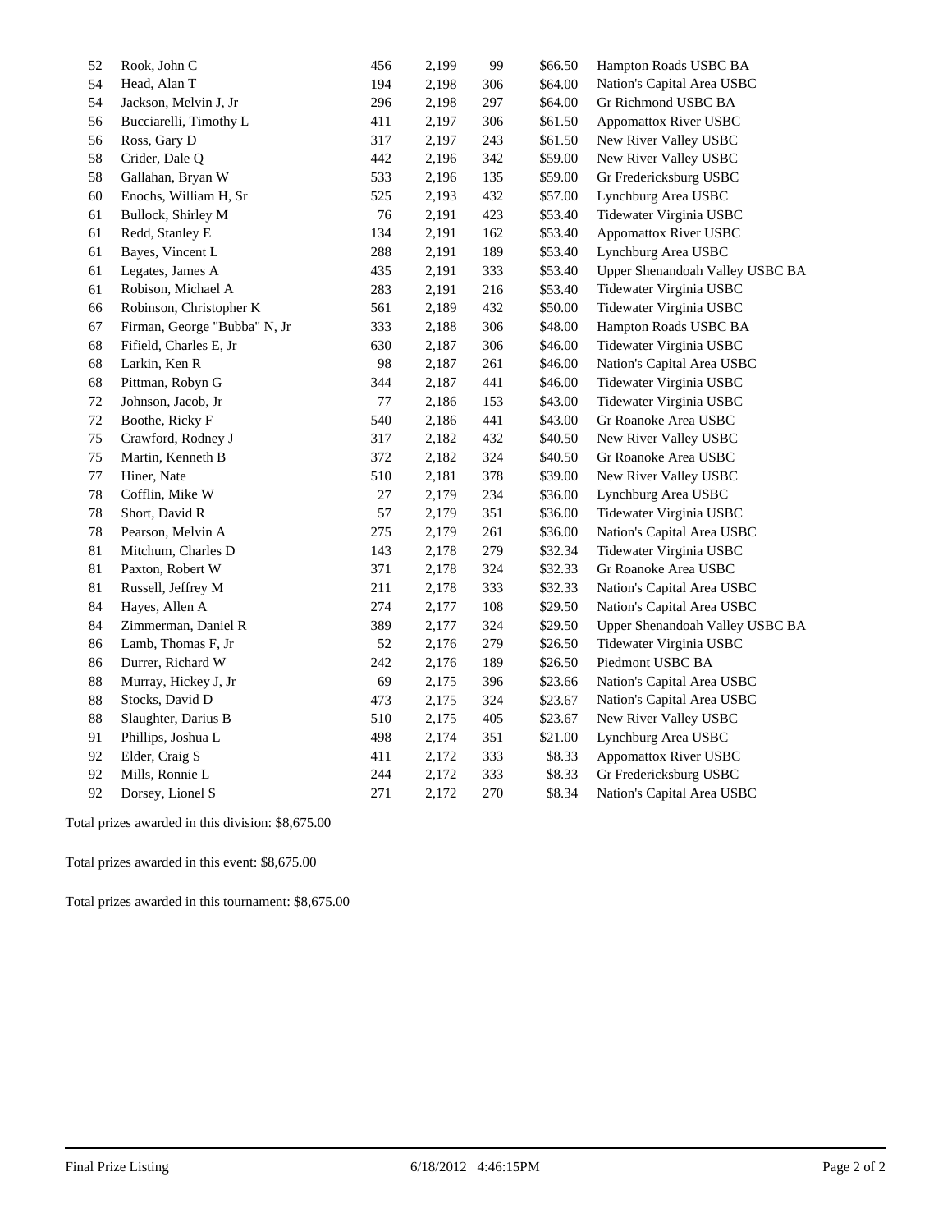| | | | | | | |
|---|---|---|---|---|---|---|
| 52 | Rook, John C | 456 | 2,199 | 99 | $66.50 | Hampton Roads USBC BA |
| 54 | Head, Alan T | 194 | 2,198 | 306 | $64.00 | Nation's Capital Area USBC |
| 54 | Jackson, Melvin J, Jr | 296 | 2,198 | 297 | $64.00 | Gr Richmond USBC BA |
| 56 | Bucciarelli, Timothy L | 411 | 2,197 | 306 | $61.50 | Appomattox River USBC |
| 56 | Ross, Gary D | 317 | 2,197 | 243 | $61.50 | New River Valley USBC |
| 58 | Crider, Dale Q | 442 | 2,196 | 342 | $59.00 | New River Valley USBC |
| 58 | Gallahan, Bryan W | 533 | 2,196 | 135 | $59.00 | Gr Fredericksburg USBC |
| 60 | Enochs, William H, Sr | 525 | 2,193 | 432 | $57.00 | Lynchburg Area USBC |
| 61 | Bullock, Shirley M | 76 | 2,191 | 423 | $53.40 | Tidewater Virginia USBC |
| 61 | Redd, Stanley E | 134 | 2,191 | 162 | $53.40 | Appomattox River USBC |
| 61 | Bayes, Vincent L | 288 | 2,191 | 189 | $53.40 | Lynchburg Area USBC |
| 61 | Legates, James A | 435 | 2,191 | 333 | $53.40 | Upper Shenandoah Valley USBC BA |
| 61 | Robison, Michael A | 283 | 2,191 | 216 | $53.40 | Tidewater Virginia USBC |
| 66 | Robinson, Christopher K | 561 | 2,189 | 432 | $50.00 | Tidewater Virginia USBC |
| 67 | Firman, George "Bubba" N, Jr | 333 | 2,188 | 306 | $48.00 | Hampton Roads USBC BA |
| 68 | Fifield, Charles E, Jr | 630 | 2,187 | 306 | $46.00 | Tidewater Virginia USBC |
| 68 | Larkin, Ken R | 98 | 2,187 | 261 | $46.00 | Nation's Capital Area USBC |
| 68 | Pittman, Robyn G | 344 | 2,187 | 441 | $46.00 | Tidewater Virginia USBC |
| 72 | Johnson, Jacob, Jr | 77 | 2,186 | 153 | $43.00 | Tidewater Virginia USBC |
| 72 | Boothe, Ricky F | 540 | 2,186 | 441 | $43.00 | Gr Roanoke Area USBC |
| 75 | Crawford, Rodney J | 317 | 2,182 | 432 | $40.50 | New River Valley USBC |
| 75 | Martin, Kenneth B | 372 | 2,182 | 324 | $40.50 | Gr Roanoke Area USBC |
| 77 | Hiner, Nate | 510 | 2,181 | 378 | $39.00 | New River Valley USBC |
| 78 | Cofflin, Mike W | 27 | 2,179 | 234 | $36.00 | Lynchburg Area USBC |
| 78 | Short, David R | 57 | 2,179 | 351 | $36.00 | Tidewater Virginia USBC |
| 78 | Pearson, Melvin A | 275 | 2,179 | 261 | $36.00 | Nation's Capital Area USBC |
| 81 | Mitchum, Charles D | 143 | 2,178 | 279 | $32.34 | Tidewater Virginia USBC |
| 81 | Paxton, Robert W | 371 | 2,178 | 324 | $32.33 | Gr Roanoke Area USBC |
| 81 | Russell, Jeffrey M | 211 | 2,178 | 333 | $32.33 | Nation's Capital Area USBC |
| 84 | Hayes, Allen A | 274 | 2,177 | 108 | $29.50 | Nation's Capital Area USBC |
| 84 | Zimmerman, Daniel R | 389 | 2,177 | 324 | $29.50 | Upper Shenandoah Valley USBC BA |
| 86 | Lamb, Thomas F, Jr | 52 | 2,176 | 279 | $26.50 | Tidewater Virginia USBC |
| 86 | Durrer, Richard W | 242 | 2,176 | 189 | $26.50 | Piedmont USBC BA |
| 88 | Murray, Hickey J, Jr | 69 | 2,175 | 396 | $23.66 | Nation's Capital Area USBC |
| 88 | Stocks, David D | 473 | 2,175 | 324 | $23.67 | Nation's Capital Area USBC |
| 88 | Slaughter, Darius B | 510 | 2,175 | 405 | $23.67 | New River Valley USBC |
| 91 | Phillips, Joshua L | 498 | 2,174 | 351 | $21.00 | Lynchburg Area USBC |
| 92 | Elder, Craig S | 411 | 2,172 | 333 | $8.33 | Appomattox River USBC |
| 92 | Mills, Ronnie L | 244 | 2,172 | 333 | $8.33 | Gr Fredericksburg USBC |
| 92 | Dorsey, Lionel S | 271 | 2,172 | 270 | $8.34 | Nation's Capital Area USBC |

Total prizes awarded in this division: $8,675.00

Total prizes awarded in this event: $8,675.00

Total prizes awarded in this tournament: $8,675.00